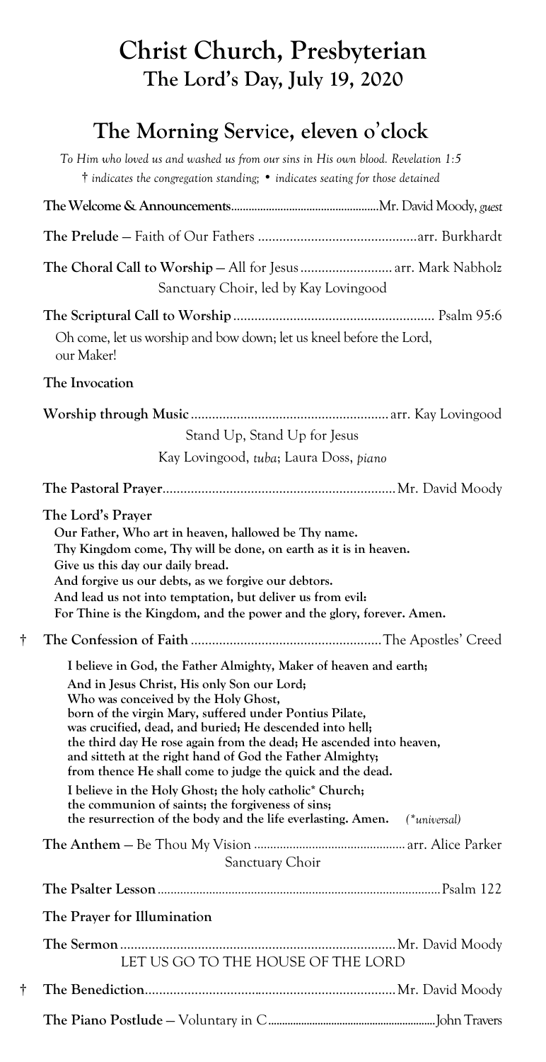# Christ Church, Presbyterian

## The Lord's Day, July 19, 2020

## The Morning Service, eleven o'clock

*To Him who loved us and washed us from our sins in His own blood. Revelation 1:5*

*† indicates the congregation standing; • indicates seating for those detained*

**The Welcome & Announcements** .................... Mr. David Moody, *guest*

**The Prelude** — Faith of Our Fathers .................... arr. Burkhardt

**The Choral Call to Worship** — All for Jesus .................... arr. Mark Nabholz
Sanctuary Choir, led by Kay Lovingood

**The Scriptural Call to Worship** .................... Psalm 95:6

Oh come, let us worship and bow down; let us kneel before the Lord, our Maker!

**The Invocation**

**Worship through Music** .................... arr. Kay Lovingood
Stand Up, Stand Up for Jesus
Kay Lovingood, *tuba*; Laura Doss, *piano*

**The Pastoral Prayer** .................... Mr. David Moody

**The Lord's Prayer**

**Our Father, Who art in heaven, hallowed be Thy name.**
**Thy Kingdom come, Thy will be done, on earth as it is in heaven.**
**Give us this day our daily bread.**
**And forgive us our debts, as we forgive our debtors.**
**And lead us not into temptation, but deliver us from evil:**
**For Thine is the Kingdom, and the power and the glory, forever. Amen.**

† **The Confession of Faith** .................... The Apostles' Creed

**I believe in God, the Father Almighty, Maker of heaven and earth;**
**And in Jesus Christ, His only Son our Lord;**
**Who was conceived by the Holy Ghost,**
**born of the virgin Mary, suffered under Pontius Pilate,**
**was crucified, dead, and buried; He descended into hell;**
**the third day He rose again from the dead; He ascended into heaven,**
**and sitteth at the right hand of God the Father Almighty;**
**from thence He shall come to judge the quick and the dead.**

**I believe in the Holy Ghost; the holy catholic* Church;**
**the communion of saints; the forgiveness of sins;**
**the resurrection of the body and the life everlasting. Amen.** *(*universal)*

**The Anthem** — Be Thou My Vision .................... arr. Alice Parker
Sanctuary Choir

**The Psalter Lesson** .................... Psalm 122

**The Prayer for Illumination**

**The Sermon** .................... Mr. David Moody
LET US GO TO THE HOUSE OF THE LORD

† **The Benediction** .................... Mr. David Moody

**The Piano Postlude** — Voluntary in C .................... John Travers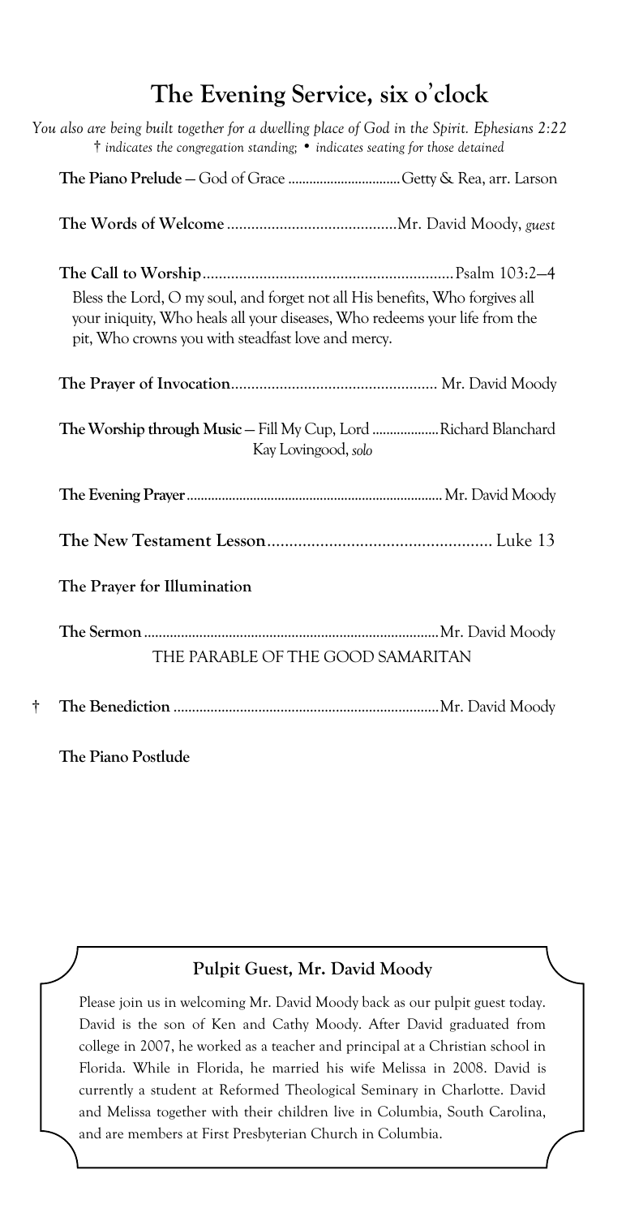# The Evening Service, six o'clock

*You also are being built together for a dwelling place of God in the Spirit. Ephesians 2:22*
*† indicates the congregation standing; • indicates seating for those detained*

**The Piano Prelude** — God of Grace ................................ Getty & Rea, arr. Larson

**The Words of Welcome** .......................................... Mr. David Moody, *guest*

**The Call to Worship** ............................................................. Psalm 103:2–4

Bless the Lord, O my soul, and forget not all His benefits, Who forgives all your iniquity, Who heals all your diseases, Who redeems your life from the pit, Who crowns you with steadfast love and mercy.

**The Prayer of Invocation** .................................................. Mr. David Moody

**The Worship through Music** — Fill My Cup, Lord .................. Richard Blanchard
Kay Lovingood, *solo*

**The Evening Prayer** ....................................................................... Mr. David Moody

**The New Testament Lesson** ................................................... Luke 13

**The Prayer for Illumination**

**The Sermon** ................................................................................ Mr. David Moody
THE PARABLE OF THE GOOD SAMARITAN

† **The Benediction** ...................................................................... Mr. David Moody

**The Piano Postlude**

## Pulpit Guest, Mr. David Moody

Please join us in welcoming Mr. David Moody back as our pulpit guest today. David is the son of Ken and Cathy Moody. After David graduated from college in 2007, he worked as a teacher and principal at a Christian school in Florida. While in Florida, he married his wife Melissa in 2008. David is currently a student at Reformed Theological Seminary in Charlotte. David and Melissa together with their children live in Columbia, South Carolina, and are members at First Presbyterian Church in Columbia.